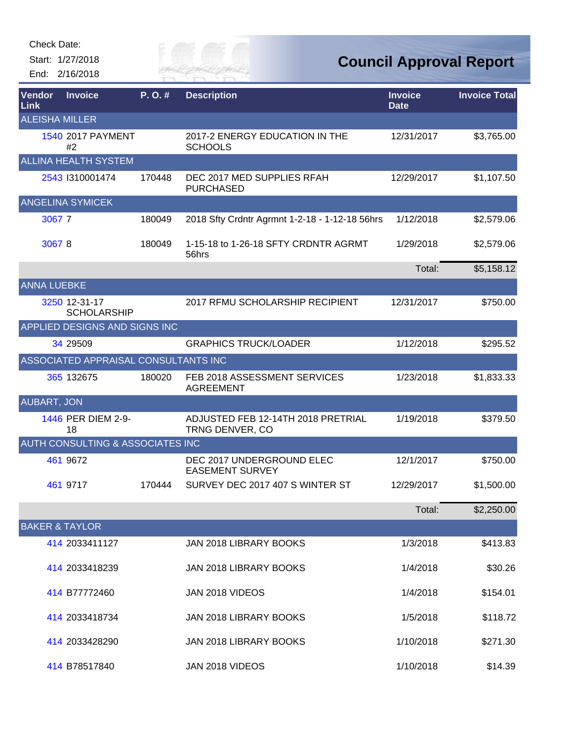Check Date:

Start: 1/27/2018

End: 2/16/2018

# Council Approval Report

| Vendor Link | Invoice | P. O. # | Description | Invoice Date | Invoice Total |
|---|---|---|---|---|---|
| ALEISHA MILLER | | | | | |
| 1540 | 2017 PAYMENT #2 | | 2017-2 ENERGY EDUCATION IN THE SCHOOLS | 12/31/2017 | $3,765.00 |
| ALLINA HEALTH SYSTEM | | | | | |
| 2543 | I310001474 | 170448 | DEC 2017 MED SUPPLIES RFAH PURCHASED | 12/29/2017 | $1,107.50 |
| ANGELINA SYMICEK | | | | | |
| 3067 | 7 | 180049 | 2018 Sfty Crdntr Agrmnt 1-2-18 - 1-12-18 56hrs | 1/12/2018 | $2,579.06 |
| 3067 | 8 | 180049 | 1-15-18 to 1-26-18 SFTY CRDNTR AGRMT 56hrs | 1/29/2018 | $2,579.06 |
| | | | | Total: | $5,158.12 |
| ANNA LUEBKE | | | | | |
| 3250 | 12-31-17 SCHOLARSHIP | | 2017 RFMU SCHOLARSHIP RECIPIENT | 12/31/2017 | $750.00 |
| APPLIED DESIGNS AND SIGNS INC | | | | | |
| 34 | 29509 | | GRAPHICS TRUCK/LOADER | 1/12/2018 | $295.52 |
| ASSOCIATED APPRAISAL CONSULTANTS INC | | | | | |
| 365 | 132675 | 180020 | FEB 2018 ASSESSMENT SERVICES AGREEMENT | 1/23/2018 | $1,833.33 |
| AUBART, JON | | | | | |
| 1446 | PER DIEM 2-9-18 | | ADJUSTED FEB 12-14TH 2018 PRETRIAL TRNG DENVER, CO | 1/19/2018 | $379.50 |
| AUTH CONSULTING & ASSOCIATES INC | | | | | |
| 461 | 9672 | | DEC 2017 UNDERGROUND ELEC EASEMENT SURVEY | 12/1/2017 | $750.00 |
| 461 | 9717 | 170444 | SURVEY DEC 2017 407 S WINTER ST | 12/29/2017 | $1,500.00 |
| | | | | Total: | $2,250.00 |
| BAKER & TAYLOR | | | | | |
| 414 | 2033411127 | | JAN 2018 LIBRARY BOOKS | 1/3/2018 | $413.83 |
| 414 | 2033418239 | | JAN 2018 LIBRARY BOOKS | 1/4/2018 | $30.26 |
| 414 | B77772460 | | JAN 2018 VIDEOS | 1/4/2018 | $154.01 |
| 414 | 2033418734 | | JAN 2018 LIBRARY BOOKS | 1/5/2018 | $118.72 |
| 414 | 2033428290 | | JAN 2018 LIBRARY BOOKS | 1/10/2018 | $271.30 |
| 414 | B78517840 | | JAN 2018 VIDEOS | 1/10/2018 | $14.39 |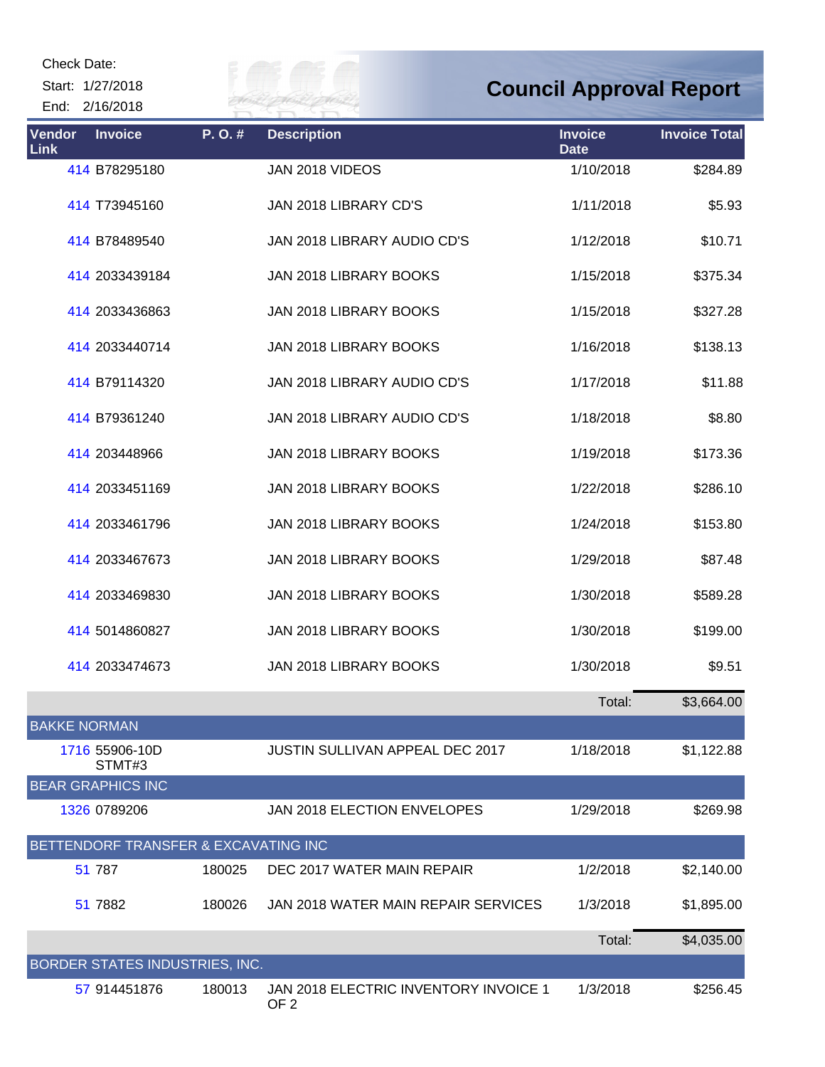Check Date:

Start: 1/27/2018

End: 2/16/2018

# Council Approval Report

| Vendor Link | Invoice | P. O. # | Description | Invoice Date | Invoice Total |
|---|---|---|---|---|---|
| 414 | B78295180 | | JAN 2018 VIDEOS | 1/10/2018 | $284.89 |
| 414 | T73945160 | | JAN 2018 LIBRARY CD'S | 1/11/2018 | $5.93 |
| 414 | B78489540 | | JAN 2018 LIBRARY AUDIO CD'S | 1/12/2018 | $10.71 |
| 414 | 2033439184 | | JAN 2018 LIBRARY BOOKS | 1/15/2018 | $375.34 |
| 414 | 2033436863 | | JAN 2018 LIBRARY BOOKS | 1/15/2018 | $327.28 |
| 414 | 2033440714 | | JAN 2018 LIBRARY BOOKS | 1/16/2018 | $138.13 |
| 414 | B79114320 | | JAN 2018 LIBRARY AUDIO CD'S | 1/17/2018 | $11.88 |
| 414 | B79361240 | | JAN 2018 LIBRARY AUDIO CD'S | 1/18/2018 | $8.80 |
| 414 | 203448966 | | JAN 2018 LIBRARY BOOKS | 1/19/2018 | $173.36 |
| 414 | 2033451169 | | JAN 2018 LIBRARY BOOKS | 1/22/2018 | $286.10 |
| 414 | 2033461796 | | JAN 2018 LIBRARY BOOKS | 1/24/2018 | $153.80 |
| 414 | 2033467673 | | JAN 2018 LIBRARY BOOKS | 1/29/2018 | $87.48 |
| 414 | 2033469830 | | JAN 2018 LIBRARY BOOKS | 1/30/2018 | $589.28 |
| 414 | 5014860827 | | JAN 2018 LIBRARY BOOKS | 1/30/2018 | $199.00 |
| 414 | 2033474673 | | JAN 2018 LIBRARY BOOKS | 1/30/2018 | $9.51 |
| | | | | Total: | $3,664.00 |
| **BAKKE NORMAN** | | | | | |
| 1716 | 55906-10D STMT#3 | | JUSTIN SULLIVAN APPEAL DEC 2017 | 1/18/2018 | $1,122.88 |
| **BEAR GRAPHICS INC** | | | | | |
| 1326 | 0789206 | | JAN 2018 ELECTION ENVELOPES | 1/29/2018 | $269.98 |
| **BETTENDORF TRANSFER & EXCAVATING INC** | | | | | |
| 51 | 787 | 180025 | DEC 2017 WATER MAIN REPAIR | 1/2/2018 | $2,140.00 |
| 51 | 7882 | 180026 | JAN 2018 WATER MAIN REPAIR SERVICES | 1/3/2018 | $1,895.00 |
| | | | | Total: | $4,035.00 |
| **BORDER STATES INDUSTRIES, INC.** | | | | | |
| 57 | 914451876 | 180013 | JAN 2018 ELECTRIC INVENTORY INVOICE 1 OF 2 | 1/3/2018 | $256.45 |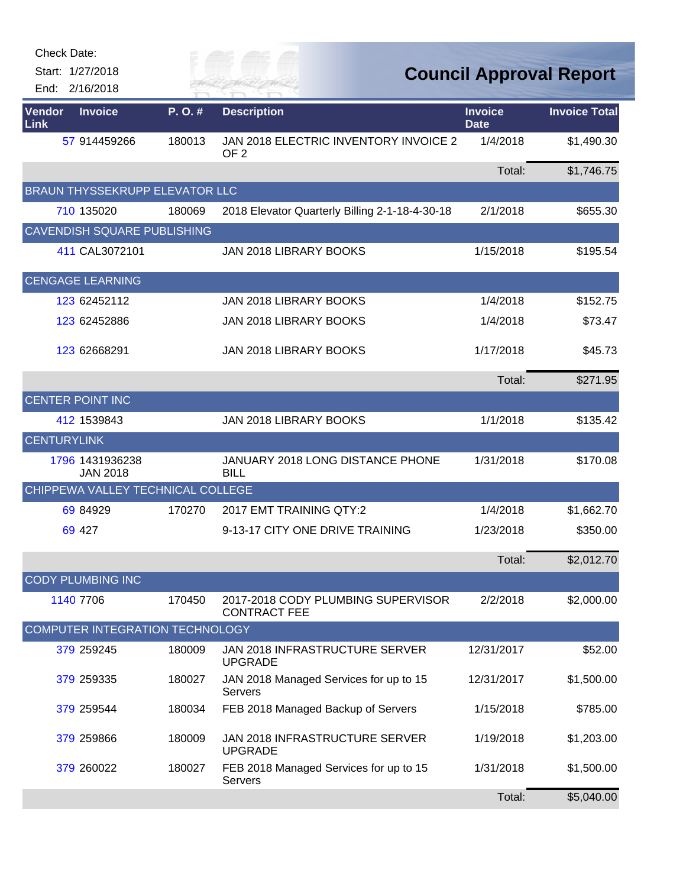Check Date:

Start: 1/27/2018

End: 2/16/2018

# Council Approval Report

| Vendor Link | Invoice | P. O. # | Description | Invoice Date | Invoice Total |
|---|---|---|---|---|---|
| 57 | 914459266 | 180013 | JAN 2018 ELECTRIC INVENTORY INVOICE 2 OF 2 | 1/4/2018 | $1,490.30 |
| | | | | Total: | $1,746.75 |
| BRAUN THYSSEKRUPP ELEVATOR LLC | | | | | |
| 710 | 135020 | 180069 | 2018 Elevator Quarterly Billing 2-1-18-4-30-18 | 2/1/2018 | $655.30 |
| CAVENDISH SQUARE PUBLISHING | | | | | |
| 411 | CAL3072101 | | JAN 2018 LIBRARY BOOKS | 1/15/2018 | $195.54 |
| CENGAGE LEARNING | | | | | |
| 123 | 62452112 | | JAN 2018 LIBRARY BOOKS | 1/4/2018 | $152.75 |
| 123 | 62452886 | | JAN 2018 LIBRARY BOOKS | 1/4/2018 | $73.47 |
| 123 | 62668291 | | JAN 2018 LIBRARY BOOKS | 1/17/2018 | $45.73 |
| | | | | Total: | $271.95 |
| CENTER POINT INC | | | | | |
| 412 | 1539843 | | JAN 2018 LIBRARY BOOKS | 1/1/2018 | $135.42 |
| CENTURYLINK | | | | | |
| 1796 | 1431936238 JAN 2018 | | JANUARY 2018 LONG DISTANCE PHONE BILL | 1/31/2018 | $170.08 |
| CHIPPEWA VALLEY TECHNICAL COLLEGE | | | | | |
| 69 | 84929 | 170270 | 2017 EMT TRAINING QTY:2 | 1/4/2018 | $1,662.70 |
| 69 | 427 | | 9-13-17 CITY ONE DRIVE TRAINING | 1/23/2018 | $350.00 |
| | | | | Total: | $2,012.70 |
| CODY PLUMBING INC | | | | | |
| 1140 | 7706 | 170450 | 2017-2018 CODY PLUMBING SUPERVISOR CONTRACT FEE | 2/2/2018 | $2,000.00 |
| COMPUTER INTEGRATION TECHNOLOGY | | | | | |
| 379 | 259245 | 180009 | JAN 2018 INFRASTRUCTURE SERVER UPGRADE | 12/31/2017 | $52.00 |
| 379 | 259335 | 180027 | JAN 2018 Managed Services for up to 15 Servers | 12/31/2017 | $1,500.00 |
| 379 | 259544 | 180034 | FEB 2018 Managed Backup of Servers | 1/15/2018 | $785.00 |
| 379 | 259866 | 180009 | JAN 2018 INFRASTRUCTURE SERVER UPGRADE | 1/19/2018 | $1,203.00 |
| 379 | 260022 | 180027 | FEB 2018 Managed Services for up to 15 Servers | 1/31/2018 | $1,500.00 |
| | | | | Total: | $5,040.00 |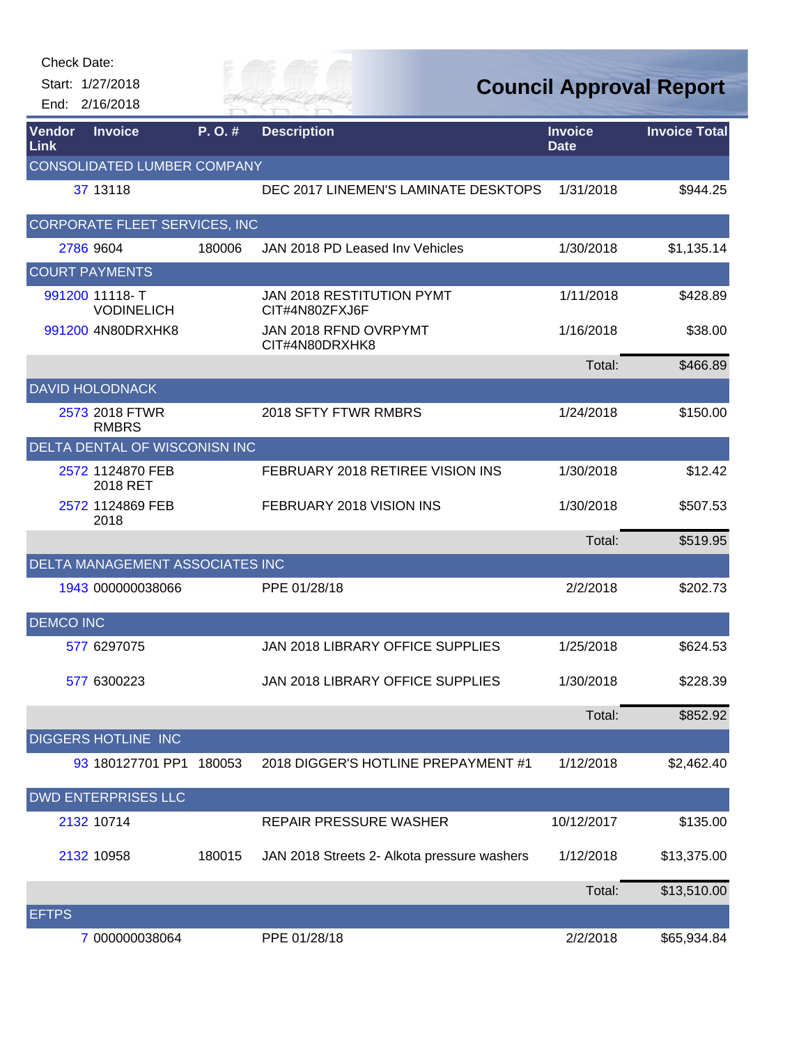Check Date:

Start: 1/27/2018

End: 2/16/2018

# Council Approval Report

| Vendor Link | Invoice | P. O. # | Description | Invoice Date | Invoice Total |
|---|---|---|---|---|---|
| CONSOLIDATED LUMBER COMPANY | | | | | |
| 37 | 13118 | | DEC 2017 LINEMEN'S LAMINATE DESKTOPS | 1/31/2018 | $944.25 |
| CORPORATE FLEET SERVICES, INC | | | | | |
| 2786 | 9604 | 180006 | JAN 2018 PD Leased Inv Vehicles | 1/30/2018 | $1,135.14 |
| COURT PAYMENTS | | | | | |
| 991200 | 11118- T VODINELICH | | JAN 2018 RESTITUTION PYMT CIT#4N80ZFXJ6F | 1/11/2018 | $428.89 |
| 991200 | 4N80DRXHK8 | | JAN 2018 RFND OVRPYMT CIT#4N80DRXHK8 | 1/16/2018 | $38.00 |
| | | | | Total: | $466.89 |
| DAVID HOLODNACK | | | | | |
| 2573 | 2018 FTWR RMBRS | | 2018 SFTY FTWR RMBRS | 1/24/2018 | $150.00 |
| DELTA DENTAL OF WISCONISN INC | | | | | |
| 2572 | 1124870 FEB 2018 RET | | FEBRUARY 2018 RETIREE VISION INS | 1/30/2018 | $12.42 |
| 2572 | 1124869 FEB 2018 | | FEBRUARY 2018 VISION INS | 1/30/2018 | $507.53 |
| | | | | Total: | $519.95 |
| DELTA MANAGEMENT ASSOCIATES INC | | | | | |
| 1943 | 000000038066 | | PPE 01/28/18 | 2/2/2018 | $202.73 |
| DEMCO INC | | | | | |
| 577 | 6297075 | | JAN 2018 LIBRARY OFFICE SUPPLIES | 1/25/2018 | $624.53 |
| 577 | 6300223 | | JAN 2018 LIBRARY OFFICE SUPPLIES | 1/30/2018 | $228.39 |
| | | | | Total: | $852.92 |
| DIGGERS HOTLINE INC | | | | | |
| 93 | 180127701 PP1 | 180053 | 2018 DIGGER'S HOTLINE PREPAYMENT #1 | 1/12/2018 | $2,462.40 |
| DWD ENTERPRISES LLC | | | | | |
| 2132 | 10714 | | REPAIR PRESSURE WASHER | 10/12/2017 | $135.00 |
| 2132 | 10958 | 180015 | JAN 2018 Streets 2- Alkota pressure washers | 1/12/2018 | $13,375.00 |
| | | | | Total: | $13,510.00 |
| EFTPS | | | | | |
| 7 | 000000038064 | | PPE 01/28/18 | 2/2/2018 | $65,934.84 |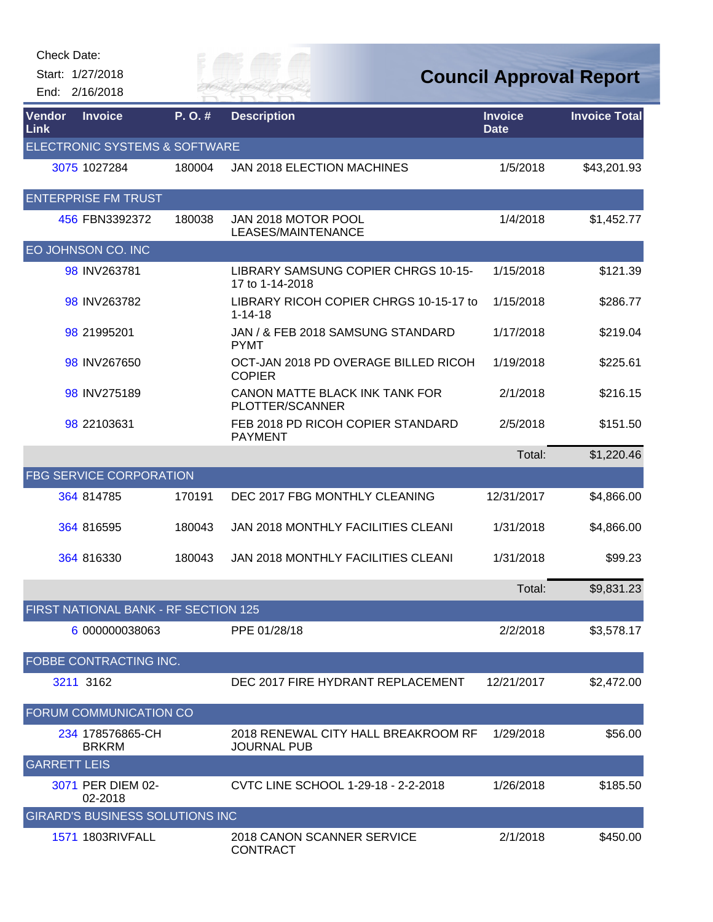Check Date:

Start: 1/27/2018

End: 2/16/2018

# Council Approval Report

| Vendor Link | Invoice | P. O. # | Description | Invoice Date | Invoice Total |
|---|---|---|---|---|---|
| ELECTRONIC SYSTEMS & SOFTWARE | | | | | |
| 3075 | 1027284 | 180004 | JAN 2018 ELECTION MACHINES | 1/5/2018 | $43,201.93 |
| ENTERPRISE FM TRUST | | | | | |
| 456 | FBN3392372 | 180038 | JAN 2018 MOTOR POOL LEASES/MAINTENANCE | 1/4/2018 | $1,452.77 |
| EO JOHNSON CO. INC | | | | | |
| 98 | INV263781 | | LIBRARY SAMSUNG COPIER CHRGS 10-15-17 to 1-14-2018 | 1/15/2018 | $121.39 |
| 98 | INV263782 | | LIBRARY RICOH COPIER CHRGS 10-15-17 to 1-14-18 | 1/15/2018 | $286.77 |
| 98 | 21995201 | | JAN / & FEB 2018 SAMSUNG STANDARD PYMT | 1/17/2018 | $219.04 |
| 98 | INV267650 | | OCT-JAN 2018 PD OVERAGE BILLED RICOH COPIER | 1/19/2018 | $225.61 |
| 98 | INV275189 | | CANON MATTE BLACK INK TANK FOR PLOTTER/SCANNER | 2/1/2018 | $216.15 |
| 98 | 22103631 | | FEB 2018 PD RICOH COPIER STANDARD PAYMENT | 2/5/2018 | $151.50 |
| | | | | Total: | $1,220.46 |
| FBG SERVICE CORPORATION | | | | | |
| 364 | 814785 | 170191 | DEC 2017 FBG MONTHLY CLEANING | 12/31/2017 | $4,866.00 |
| 364 | 816595 | 180043 | JAN 2018 MONTHLY FACILITIES CLEANI | 1/31/2018 | $4,866.00 |
| 364 | 816330 | 180043 | JAN 2018 MONTHLY FACILITIES CLEANI | 1/31/2018 | $99.23 |
| | | | | Total: | $9,831.23 |
| FIRST NATIONAL BANK - RF SECTION 125 | | | | | |
| 6 | 000000038063 | | PPE 01/28/18 | 2/2/2018 | $3,578.17 |
| FOBBE CONTRACTING INC. | | | | | |
| 3211 | 3162 | | DEC 2017 FIRE HYDRANT REPLACEMENT | 12/21/2017 | $2,472.00 |
| FORUM COMMUNICATION CO | | | | | |
| 234 | 178576865-CH BRKRM | | 2018 RENEWAL CITY HALL BREAKROOM RF JOURNAL PUB | 1/29/2018 | $56.00 |
| GARRETT LEIS | | | | | |
| 3071 | PER DIEM 02-02-2018 | | CVTC LINE SCHOOL 1-29-18 - 2-2-2018 | 1/26/2018 | $185.50 |
| GIRARD'S BUSINESS SOLUTIONS INC | | | | | |
| 1571 | 1803RIVFALL | | 2018 CANON SCANNER SERVICE CONTRACT | 2/1/2018 | $450.00 |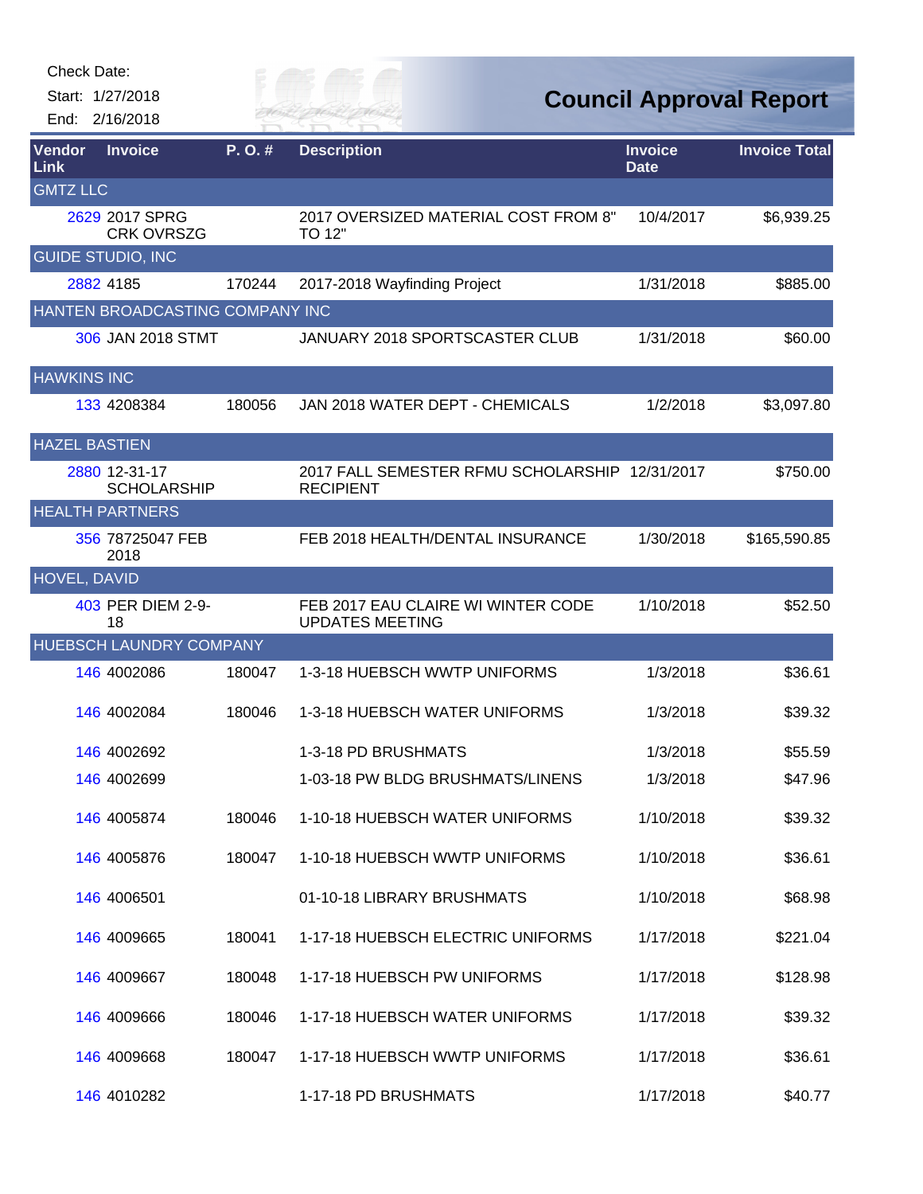Check Date:

Start: 1/27/2018

End: 2/16/2018

# Council Approval Report

| Vendor Link | Invoice | P. O. # | Description | Invoice Date | Invoice Total |
|---|---|---|---|---|---|
| **GMTZ LLC** | | | | | |
| 2629 | 2017 SPRG CRK OVRSZG | | 2017 OVERSIZED MATERIAL COST FROM 8" TO 12" | 10/4/2017 | $6,939.25 |
| **GUIDE STUDIO, INC** | | | | | |
| 2882 | 4185 | 170244 | 2017-2018 Wayfinding Project | 1/31/2018 | $885.00 |
| **HANTEN BROADCASTING COMPANY INC** | | | | | |
| 306 | JAN 2018 STMT | | JANUARY 2018 SPORTSCASTER CLUB | 1/31/2018 | $60.00 |
| **HAWKINS INC** | | | | | |
| 133 | 4208384 | 180056 | JAN 2018 WATER DEPT - CHEMICALS | 1/2/2018 | $3,097.80 |
| **HAZEL BASTIEN** | | | | | |
| 2880 | 12-31-17 SCHOLARSHIP | | 2017 FALL SEMESTER RFMU SCHOLARSHIP RECIPIENT | 12/31/2017 | $750.00 |
| **HEALTH PARTNERS** | | | | | |
| 356 | 78725047 FEB 2018 | | FEB 2018 HEALTH/DENTAL INSURANCE | 1/30/2018 | $165,590.85 |
| **HOVEL, DAVID** | | | | | |
| 403 | PER DIEM 2-9-18 | | FEB 2017 EAU CLAIRE WI WINTER CODE UPDATES MEETING | 1/10/2018 | $52.50 |
| **HUEBSCH LAUNDRY COMPANY** | | | | | |
| 146 | 4002086 | 180047 | 1-3-18 HUEBSCH WWTP UNIFORMS | 1/3/2018 | $36.61 |
| 146 | 4002084 | 180046 | 1-3-18 HUEBSCH WATER UNIFORMS | 1/3/2018 | $39.32 |
| 146 | 4002692 | | 1-3-18 PD BRUSHMATS | 1/3/2018 | $55.59 |
| 146 | 4002699 | | 1-03-18 PW BLDG BRUSHMATS/LINENS | 1/3/2018 | $47.96 |
| 146 | 4005874 | 180046 | 1-10-18 HUEBSCH WATER UNIFORMS | 1/10/2018 | $39.32 |
| 146 | 4005876 | 180047 | 1-10-18 HUEBSCH WWTP UNIFORMS | 1/10/2018 | $36.61 |
| 146 | 4006501 | | 01-10-18 LIBRARY BRUSHMATS | 1/10/2018 | $68.98 |
| 146 | 4009665 | 180041 | 1-17-18 HUEBSCH ELECTRIC UNIFORMS | 1/17/2018 | $221.04 |
| 146 | 4009667 | 180048 | 1-17-18 HUEBSCH PW UNIFORMS | 1/17/2018 | $128.98 |
| 146 | 4009666 | 180046 | 1-17-18 HUEBSCH WATER UNIFORMS | 1/17/2018 | $39.32 |
| 146 | 4009668 | 180047 | 1-17-18 HUEBSCH WWTP UNIFORMS | 1/17/2018 | $36.61 |
| 146 | 4010282 | | 1-17-18 PD BRUSHMATS | 1/17/2018 | $40.77 |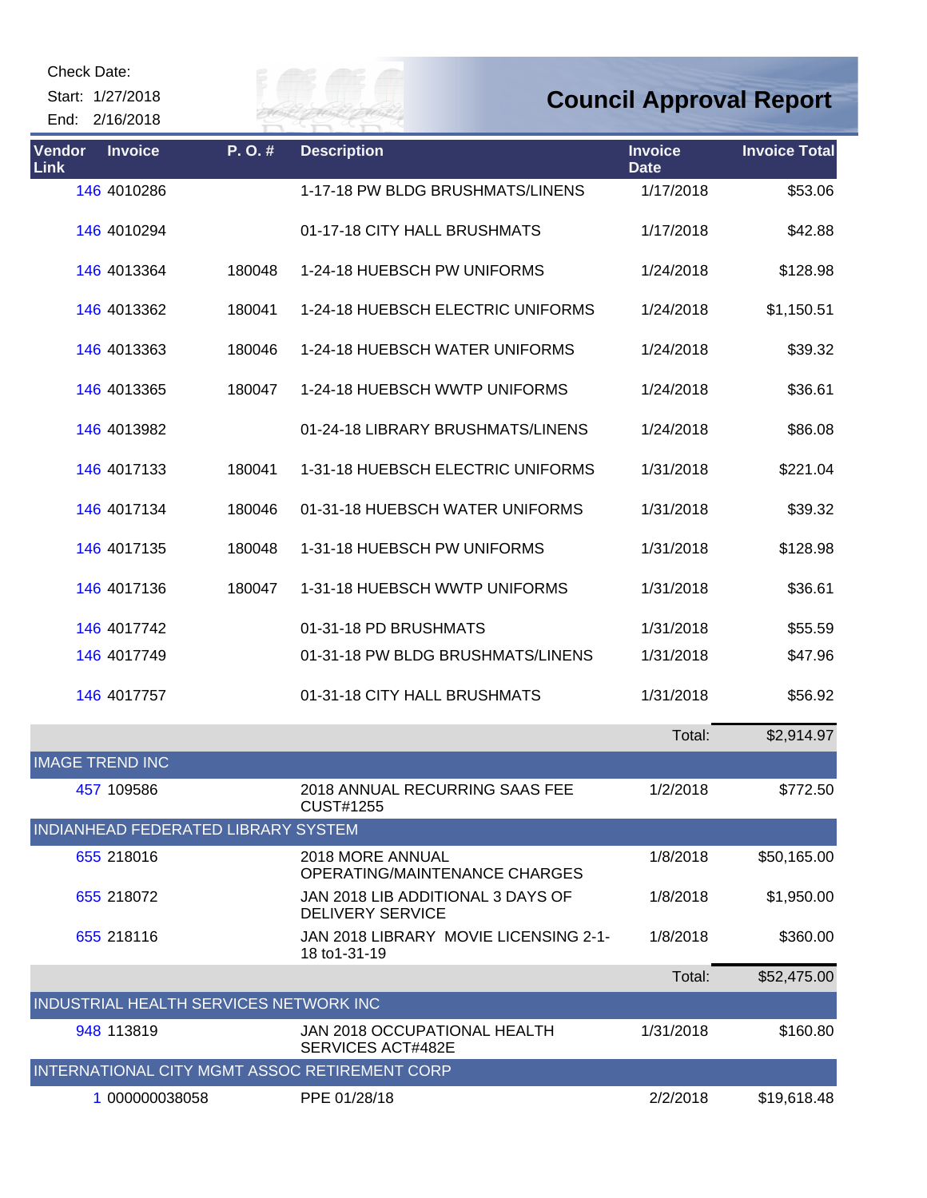Check Date:
Start: 1/27/2018
End: 2/16/2018

# Council Approval Report

| Vendor Link | Invoice | P. O. # | Description | Invoice Date | Invoice Total |
|---|---|---|---|---|---|
| 146 | 4010286 | | 1-17-18 PW BLDG BRUSHMATS/LINENS | 1/17/2018 | $53.06 |
| 146 | 4010294 | | 01-17-18 CITY HALL BRUSHMATS | 1/17/2018 | $42.88 |
| 146 | 4013364 | 180048 | 1-24-18 HUEBSCH PW UNIFORMS | 1/24/2018 | $128.98 |
| 146 | 4013362 | 180041 | 1-24-18 HUEBSCH ELECTRIC UNIFORMS | 1/24/2018 | $1,150.51 |
| 146 | 4013363 | 180046 | 1-24-18 HUEBSCH WATER UNIFORMS | 1/24/2018 | $39.32 |
| 146 | 4013365 | 180047 | 1-24-18 HUEBSCH WWTP UNIFORMS | 1/24/2018 | $36.61 |
| 146 | 4013982 | | 01-24-18 LIBRARY BRUSHMATS/LINENS | 1/24/2018 | $86.08 |
| 146 | 4017133 | 180041 | 1-31-18 HUEBSCH ELECTRIC UNIFORMS | 1/31/2018 | $221.04 |
| 146 | 4017134 | 180046 | 01-31-18 HUEBSCH WATER UNIFORMS | 1/31/2018 | $39.32 |
| 146 | 4017135 | 180048 | 1-31-18 HUEBSCH PW UNIFORMS | 1/31/2018 | $128.98 |
| 146 | 4017136 | 180047 | 1-31-18 HUEBSCH WWTP UNIFORMS | 1/31/2018 | $36.61 |
| 146 | 4017742 | | 01-31-18 PD BRUSHMATS | 1/31/2018 | $55.59 |
| 146 | 4017749 | | 01-31-18 PW BLDG BRUSHMATS/LINENS | 1/31/2018 | $47.96 |
| 146 | 4017757 | | 01-31-18 CITY HALL BRUSHMATS | 1/31/2018 | $56.92 |
| | | | | Total: | $2,914.97 |
| **IMAGE TREND INC** | | | | | |
| 457 | 109586 | | 2018 ANNUAL RECURRING SAAS FEE CUST#1255 | 1/2/2018 | $772.50 |
| **INDIANHEAD FEDERATED LIBRARY SYSTEM** | | | | | |
| 655 | 218016 | | 2018 MORE ANNUAL OPERATING/MAINTENANCE CHARGES | 1/8/2018 | $50,165.00 |
| 655 | 218072 | | JAN 2018 LIB ADDITIONAL 3 DAYS OF DELIVERY SERVICE | 1/8/2018 | $1,950.00 |
| 655 | 218116 | | JAN 2018 LIBRARY MOVIE LICENSING 2-1-18 to1-31-19 | 1/8/2018 | $360.00 |
| | | | | Total: | $52,475.00 |
| **INDUSTRIAL HEALTH SERVICES NETWORK INC** | | | | | |
| 948 | 113819 | | JAN 2018 OCCUPATIONAL HEALTH SERVICES ACT#482E | 1/31/2018 | $160.80 |
| **INTERNATIONAL CITY MGMT ASSOC RETIREMENT CORP** | | | | | |
| 1 | 000000038058 | | PPE 01/28/18 | 2/2/2018 | $19,618.48 |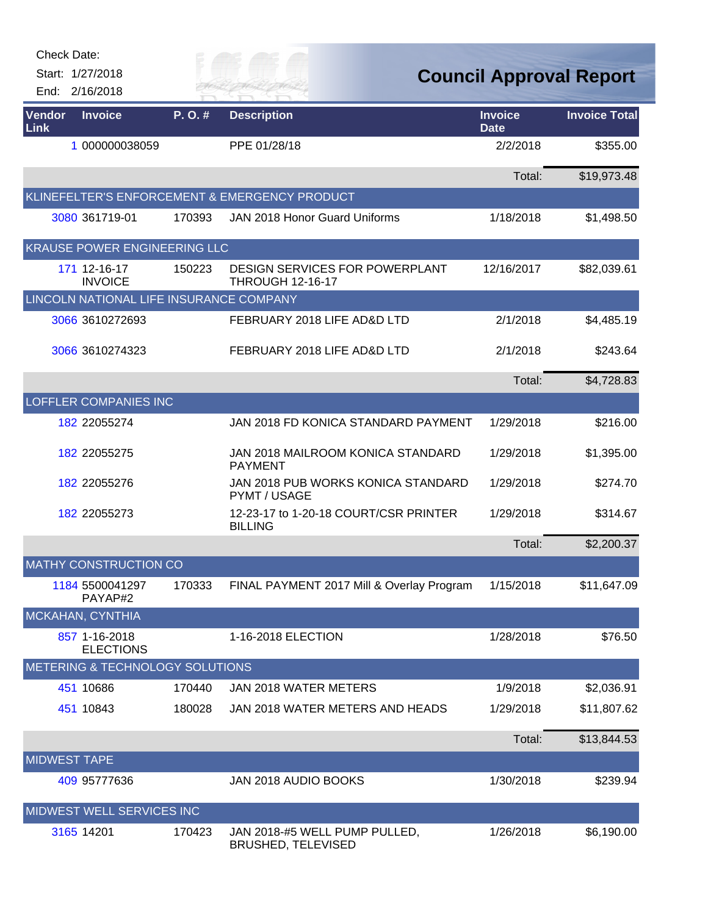Check Date:

Start: 1/27/2018

End: 2/16/2018

# Council Approval Report

| Vendor Link | Invoice | P. O. # | Description | Invoice Date | Invoice Total |
|---|---|---|---|---|---|
| 1 | 000000038059 | | PPE 01/28/18 | 2/2/2018 | $355.00 |
| | | | | Total: | $19,973.48 |
| KLINEFELTER'S ENFORCEMENT & EMERGENCY PRODUCT | | | | | |
| 3080 | 361719-01 | 170393 | JAN 2018 Honor Guard Uniforms | 1/18/2018 | $1,498.50 |
| KRAUSE POWER ENGINEERING LLC | | | | | |
| 171 | 12-16-17 INVOICE | 150223 | DESIGN SERVICES FOR POWERPLANT THROUGH 12-16-17 | 12/16/2017 | $82,039.61 |
| LINCOLN NATIONAL LIFE INSURANCE COMPANY | | | | | |
| 3066 | 3610272693 | | FEBRUARY 2018 LIFE AD&D LTD | 2/1/2018 | $4,485.19 |
| 3066 | 3610274323 | | FEBRUARY 2018 LIFE AD&D LTD | 2/1/2018 | $243.64 |
| | | | | Total: | $4,728.83 |
| LOFFLER COMPANIES INC | | | | | |
| 182 | 22055274 | | JAN 2018 FD KONICA STANDARD PAYMENT | 1/29/2018 | $216.00 |
| 182 | 22055275 | | JAN 2018 MAILROOM KONICA STANDARD PAYMENT | 1/29/2018 | $1,395.00 |
| 182 | 22055276 | | JAN 2018 PUB WORKS KONICA STANDARD PYMT / USAGE | 1/29/2018 | $274.70 |
| 182 | 22055273 | | 12-23-17 to 1-20-18 COURT/CSR PRINTER BILLING | 1/29/2018 | $314.67 |
| | | | | Total: | $2,200.37 |
| MATHY CONSTRUCTION CO | | | | | |
| 1184 | 5500041297 PAYAP#2 | 170333 | FINAL PAYMENT 2017 Mill & Overlay Program | 1/15/2018 | $11,647.09 |
| MCKAHAN, CYNTHIA | | | | | |
| 857 | 1-16-2018 ELECTIONS | | 1-16-2018 ELECTION | 1/28/2018 | $76.50 |
| METERING & TECHNOLOGY SOLUTIONS | | | | | |
| 451 | 10686 | 170440 | JAN 2018 WATER METERS | 1/9/2018 | $2,036.91 |
| 451 | 10843 | 180028 | JAN 2018 WATER METERS AND HEADS | 1/29/2018 | $11,807.62 |
| | | | | Total: | $13,844.53 |
| MIDWEST TAPE | | | | | |
| 409 | 95777636 | | JAN 2018 AUDIO BOOKS | 1/30/2018 | $239.94 |
| MIDWEST WELL SERVICES INC | | | | | |
| 3165 | 14201 | 170423 | JAN 2018-#5 WELL PUMP PULLED, BRUSHED, TELEVISED | 1/26/2018 | $6,190.00 |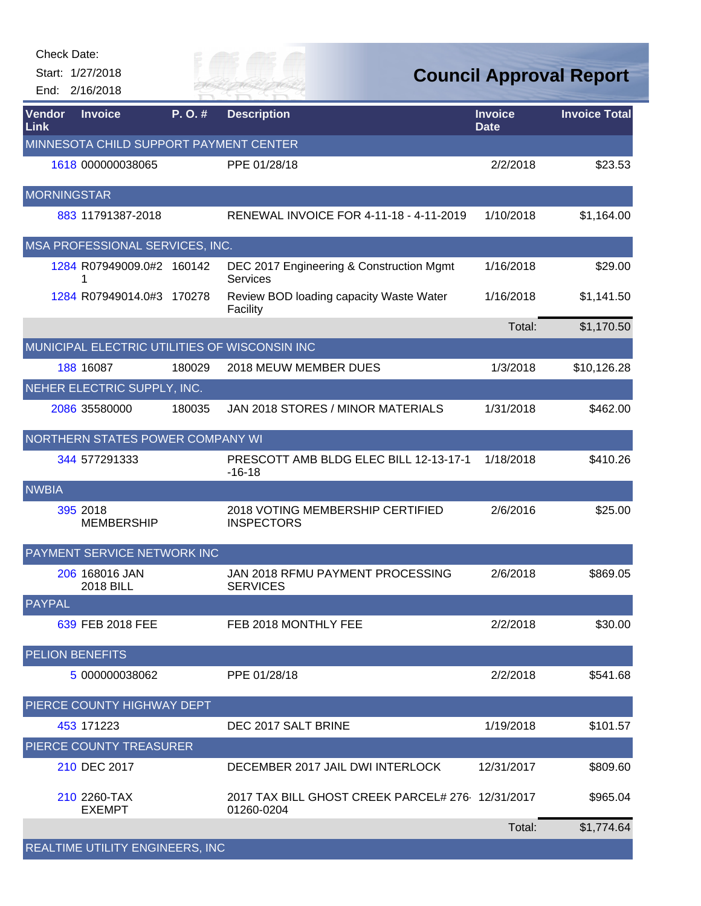Check Date:
Start: 1/27/2018
End: 2/16/2018

# Council Approval Report

| Vendor Link | Invoice | P. O. # | Description | Invoice Date | Invoice Total |
|---|---|---|---|---|---|
| MINNESOTA CHILD SUPPORT PAYMENT CENTER | | | | | |
| 1618 | 000000038065 | | PPE 01/28/18 | 2/2/2018 | $23.53 |
| MORNINGSTAR | | | | | |
| 883 | 11791387-2018 | | RENEWAL INVOICE FOR 4-11-18 - 4-11-2019 | 1/10/2018 | $1,164.00 |
| MSA PROFESSIONAL SERVICES, INC. | | | | | |
| 1284 | R07949009.0#21 | 160142 | DEC 2017 Engineering & Construction Mgmt Services | 1/16/2018 | $29.00 |
| 1284 | R07949014.0#3 | 170278 | Review BOD loading capacity Waste Water Facility | 1/16/2018 | $1,141.50 |
| | | | | Total: | $1,170.50 |
| MUNICIPAL ELECTRIC UTILITIES OF WISCONSIN INC | | | | | |
| 188 | 16087 | 180029 | 2018 MEUW MEMBER DUES | 1/3/2018 | $10,126.28 |
| NEHER ELECTRIC SUPPLY, INC. | | | | | |
| 2086 | 35580000 | 180035 | JAN 2018 STORES / MINOR MATERIALS | 1/31/2018 | $462.00 |
| NORTHERN STATES POWER COMPANY WI | | | | | |
| 344 | 577291333 | | PRESCOTT AMB BLDG ELEC BILL 12-13-17-1-16-18 | 1/18/2018 | $410.26 |
| NWBIA | | | | | |
| 395 | 2018 MEMBERSHIP | | 2018 VOTING MEMBERSHIP CERTIFIED INSPECTORS | 2/6/2016 | $25.00 |
| PAYMENT SERVICE NETWORK INC | | | | | |
| 206 | 168016 JAN 2018 BILL | | JAN 2018 RFMU PAYMENT PROCESSING SERVICES | 2/6/2018 | $869.05 |
| PAYPAL | | | | | |
| 639 | FEB 2018 FEE | | FEB 2018 MONTHLY FEE | 2/2/2018 | $30.00 |
| PELION BENEFITS | | | | | |
| 5 | 000000038062 | | PPE 01/28/18 | 2/2/2018 | $541.68 |
| PIERCE COUNTY HIGHWAY DEPT | | | | | |
| 453 | 171223 | | DEC 2017 SALT BRINE | 1/19/2018 | $101.57 |
| PIERCE COUNTY TREASURER | | | | | |
| 210 | DEC 2017 | | DECEMBER 2017 JAIL DWI INTERLOCK | 12/31/2017 | $809.60 |
| 210 | 2260-TAX EXEMPT | | 2017 TAX BILL GHOST CREEK PARCEL# 276-01260-0204 | 12/31/2017 | $965.04 |
| | | | | Total: | $1,774.64 |
| REALTIME UTILITY ENGINEERS, INC | | | | | |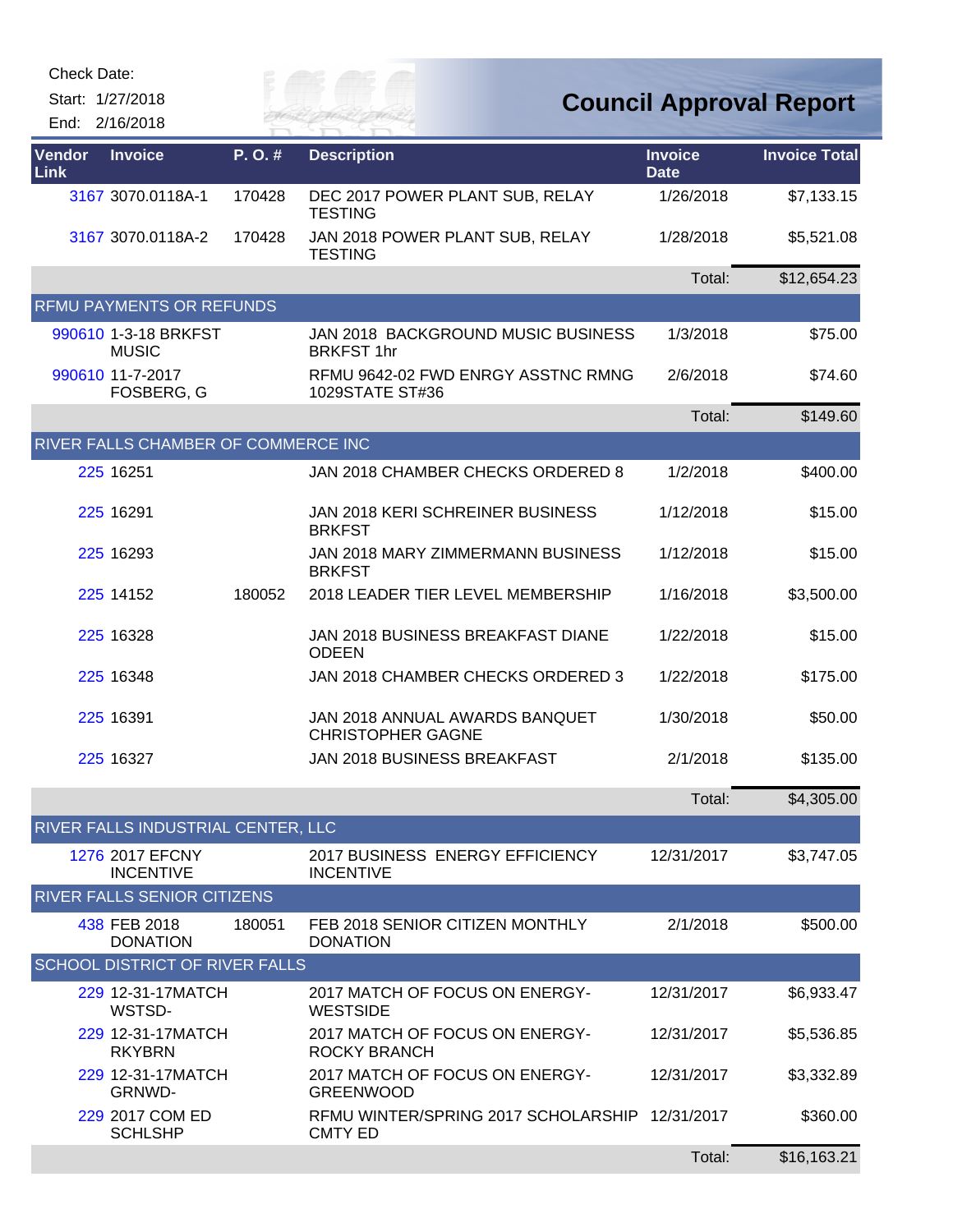Check Date:

Start: 1/27/2018

End: 2/16/2018

# Council Approval Report

| Vendor Link | Invoice | P. O. # | Description | Invoice Date | Invoice Total |
|---|---|---|---|---|---|
| 3167 | 3070.0118A-1 | 170428 | DEC 2017 POWER PLANT SUB, RELAY TESTING | 1/26/2018 | $7,133.15 |
| 3167 | 3070.0118A-2 | 170428 | JAN 2018 POWER PLANT SUB, RELAY TESTING | 1/28/2018 | $5,521.08 |
| | | | | Total: | $12,654.23 |
| **RFMU PAYMENTS OR REFUNDS** | | | | | |
| 990610 | 1-3-18 BRKFST MUSIC | | JAN 2018 BACKGROUND MUSIC BUSINESS BRKFST 1hr | 1/3/2018 | $75.00 |
| 990610 | 11-7-2017 FOSBERG, G | | RFMU 9642-02 FWD ENRGY ASSTNC RMNG 1029STATE ST#36 | 2/6/2018 | $74.60 |
| | | | | Total: | $149.60 |
| **RIVER FALLS CHAMBER OF COMMERCE INC** | | | | | |
| 225 | 16251 | | JAN 2018 CHAMBER CHECKS ORDERED 8 | 1/2/2018 | $400.00 |
| 225 | 16291 | | JAN 2018 KERI SCHREINER BUSINESS BRKFST | 1/12/2018 | $15.00 |
| 225 | 16293 | | JAN 2018 MARY ZIMMERMANN BUSINESS BRKFST | 1/12/2018 | $15.00 |
| 225 | 14152 | 180052 | 2018 LEADER TIER LEVEL MEMBERSHIP | 1/16/2018 | $3,500.00 |
| 225 | 16328 | | JAN 2018 BUSINESS BREAKFAST DIANE ODEEN | 1/22/2018 | $15.00 |
| 225 | 16348 | | JAN 2018 CHAMBER CHECKS ORDERED 3 | 1/22/2018 | $175.00 |
| 225 | 16391 | | JAN 2018 ANNUAL AWARDS BANQUET CHRISTOPHER GAGNE | 1/30/2018 | $50.00 |
| 225 | 16327 | | JAN 2018 BUSINESS BREAKFAST | 2/1/2018 | $135.00 |
| | | | | Total: | $4,305.00 |
| **RIVER FALLS INDUSTRIAL CENTER, LLC** | | | | | |
| 1276 | 2017 EFCNY INCENTIVE | | 2017 BUSINESS ENERGY EFFICIENCY INCENTIVE | 12/31/2017 | $3,747.05 |
| **RIVER FALLS SENIOR CITIZENS** | | | | | |
| 438 | FEB 2018 DONATION | 180051 | FEB 2018 SENIOR CITIZEN MONTHLY DONATION | 2/1/2018 | $500.00 |
| **SCHOOL DISTRICT OF RIVER FALLS** | | | | | |
| 229 | 12-31-17MATCH WSTSD- | | 2017 MATCH OF FOCUS ON ENERGY-WESTSIDE | 12/31/2017 | $6,933.47 |
| 229 | 12-31-17MATCH RKYBRN | | 2017 MATCH OF FOCUS ON ENERGY-ROCKY BRANCH | 12/31/2017 | $5,536.85 |
| 229 | 12-31-17MATCH GRNWD- | | 2017 MATCH OF FOCUS ON ENERGY-GREENWOOD | 12/31/2017 | $3,332.89 |
| 229 | 2017 COM ED SCHLSHP | | RFMU WINTER/SPRING 2017 SCHOLARSHIP CMTY ED | 12/31/2017 | $360.00 |
| | | | | Total: | $16,163.21 |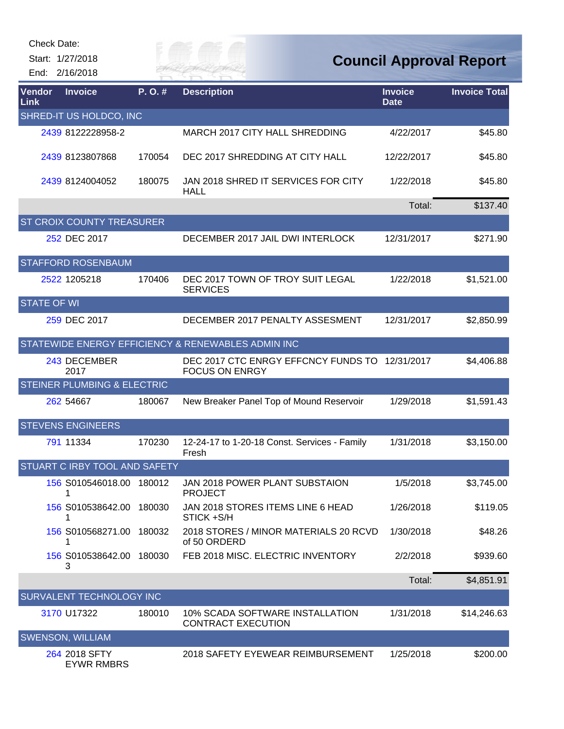Check Date:

Start: 1/27/2018

End: 2/16/2018

# Council Approval Report

| Vendor Link | Invoice | P. O. # | Description | Invoice Date | Invoice Total |
|---|---|---|---|---|---|
| **SHRED-IT US HOLDCO, INC** | | | | | |
| 2439 | 8122228958-2 | | MARCH 2017 CITY HALL SHREDDING | 4/22/2017 | $45.80 |
| 2439 | 8123807868 | 170054 | DEC 2017 SHREDDING AT CITY HALL | 12/22/2017 | $45.80 |
| 2439 | 8124004052 | 180075 | JAN 2018 SHRED IT SERVICES FOR CITY HALL | 1/22/2018 | $45.80 |
| | | | | Total: | $137.40 |
| **ST CROIX COUNTY TREASURER** | | | | | |
| 252 | DEC 2017 | | DECEMBER 2017 JAIL DWI INTERLOCK | 12/31/2017 | $271.90 |
| **STAFFORD ROSENBAUM** | | | | | |
| 2522 | 1205218 | 170406 | DEC 2017 TOWN OF TROY SUIT LEGAL SERVICES | 1/22/2018 | $1,521.00 |
| **STATE OF WI** | | | | | |
| 259 | DEC 2017 | | DECEMBER 2017 PENALTY ASSESMENT | 12/31/2017 | $2,850.99 |
| **STATEWIDE ENERGY EFFICIENCY & RENEWABLES ADMIN INC** | | | | | |
| 243 | DECEMBER 2017 | | DEC 2017 CTC ENRGY EFFCNCY FUNDS TO FOCUS ON ENRGY | 12/31/2017 | $4,406.88 |
| **STEINER PLUMBING & ELECTRIC** | | | | | |
| 262 | 54667 | 180067 | New Breaker Panel Top of Mound Reservoir | 1/29/2018 | $1,591.43 |
| **STEVENS ENGINEERS** | | | | | |
| 791 | 11334 | 170230 | 12-24-17 to 1-20-18 Const. Services - Family Fresh | 1/31/2018 | $3,150.00 |
| **STUART C IRBY TOOL AND SAFETY** | | | | | |
| 156 | S010546018.001 | 180012 | JAN 2018 POWER PLANT SUBSTAION PROJECT | 1/5/2018 | $3,745.00 |
| 156 | S010538642.001 | 180030 | JAN 2018 STORES ITEMS LINE 6 HEAD STICK +S/H | 1/26/2018 | $119.05 |
| 156 | S010568271.001 | 180032 | 2018 STORES / MINOR MATERIALS 20 RCVD of 50 ORDERD | 1/30/2018 | $48.26 |
| 156 | S010538642.003 | 180030 | FEB 2018 MISC. ELECTRIC INVENTORY | 2/2/2018 | $939.60 |
| | | | | Total: | $4,851.91 |
| **SURVALENT TECHNOLOGY INC** | | | | | |
| 3170 | U17322 | 180010 | 10% SCADA SOFTWARE INSTALLATION CONTRACT EXECUTION | 1/31/2018 | $14,246.63 |
| **SWENSON, WILLIAM** | | | | | |
| 264 | 2018 SFTY EYWR RMBRS | | 2018 SAFETY EYEWEAR REIMBURSEMENT | 1/25/2018 | $200.00 |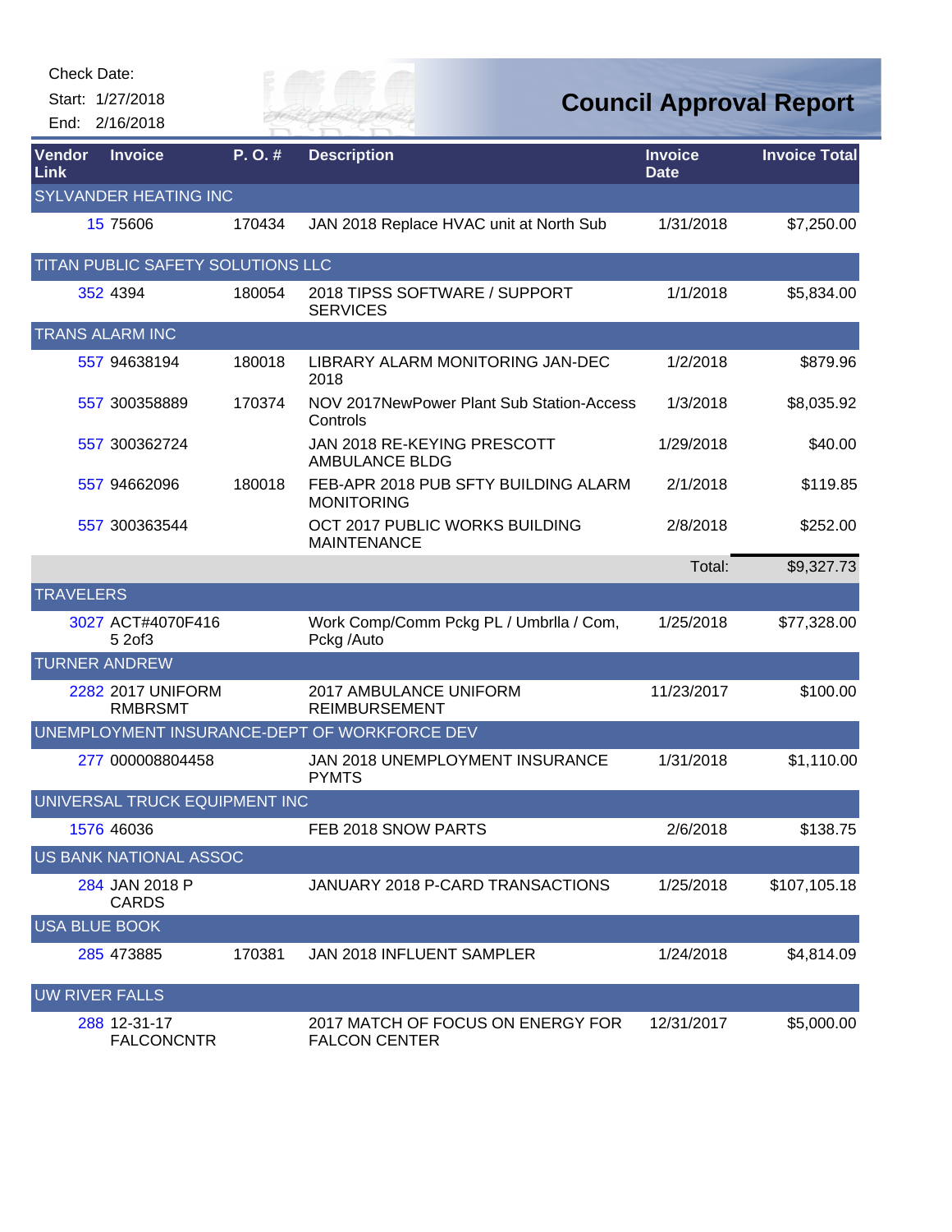Check Date:

Start: 1/27/2018

End: 2/16/2018

# Council Approval Report

| Vendor Link | Invoice | P. O. # | Description | Invoice Date | Invoice Total |
|---|---|---|---|---|---|
| SYLVANDER HEATING INC | | | | | |
| 15 | 75606 | 170434 | JAN 2018 Replace HVAC unit at North Sub | 1/31/2018 | $7,250.00 |
| TITAN PUBLIC SAFETY SOLUTIONS LLC | | | | | |
| 352 | 4394 | 180054 | 2018 TIPSS SOFTWARE / SUPPORT SERVICES | 1/1/2018 | $5,834.00 |
| TRANS ALARM INC | | | | | |
| 557 | 94638194 | 180018 | LIBRARY ALARM MONITORING JAN-DEC 2018 | 1/2/2018 | $879.96 |
| 557 | 300358889 | 170374 | NOV 2017NewPower Plant Sub Station-Access Controls | 1/3/2018 | $8,035.92 |
| 557 | 300362724 | | JAN 2018 RE-KEYING PRESCOTT AMBULANCE BLDG | 1/29/2018 | $40.00 |
| 557 | 94662096 | 180018 | FEB-APR 2018 PUB SFTY BUILDING ALARM MONITORING | 2/1/2018 | $119.85 |
| 557 | 300363544 | | OCT 2017 PUBLIC WORKS BUILDING MAINTENANCE | 2/8/2018 | $252.00 |
| | | | | Total: | $9,327.73 |
| TRAVELERS | | | | | |
| 3027 | ACT#4070F416 5 2of3 | | Work Comp/Comm Pckg PL / Umbrlla / Com, Pckg /Auto | 1/25/2018 | $77,328.00 |
| TURNER ANDREW | | | | | |
| 2282 | 2017 UNIFORM RMBRSMT | | 2017 AMBULANCE UNIFORM REIMBURSEMENT | 11/23/2017 | $100.00 |
| UNEMPLOYMENT INSURANCE-DEPT OF WORKFORCE DEV | | | | | |
| 277 | 000008804458 | | JAN 2018 UNEMPLOYMENT INSURANCE PYMTS | 1/31/2018 | $1,110.00 |
| UNIVERSAL TRUCK EQUIPMENT INC | | | | | |
| 1576 | 46036 | | FEB 2018 SNOW PARTS | 2/6/2018 | $138.75 |
| US BANK NATIONAL ASSOC | | | | | |
| 284 | JAN 2018 P CARDS | | JANUARY 2018 P-CARD TRANSACTIONS | 1/25/2018 | $107,105.18 |
| USA BLUE BOOK | | | | | |
| 285 | 473885 | 170381 | JAN 2018 INFLUENT SAMPLER | 1/24/2018 | $4,814.09 |
| UW RIVER FALLS | | | | | |
| 288 | 12-31-17 FALCONCNTR | | 2017 MATCH OF FOCUS ON ENERGY FOR FALCON CENTER | 12/31/2017 | $5,000.00 |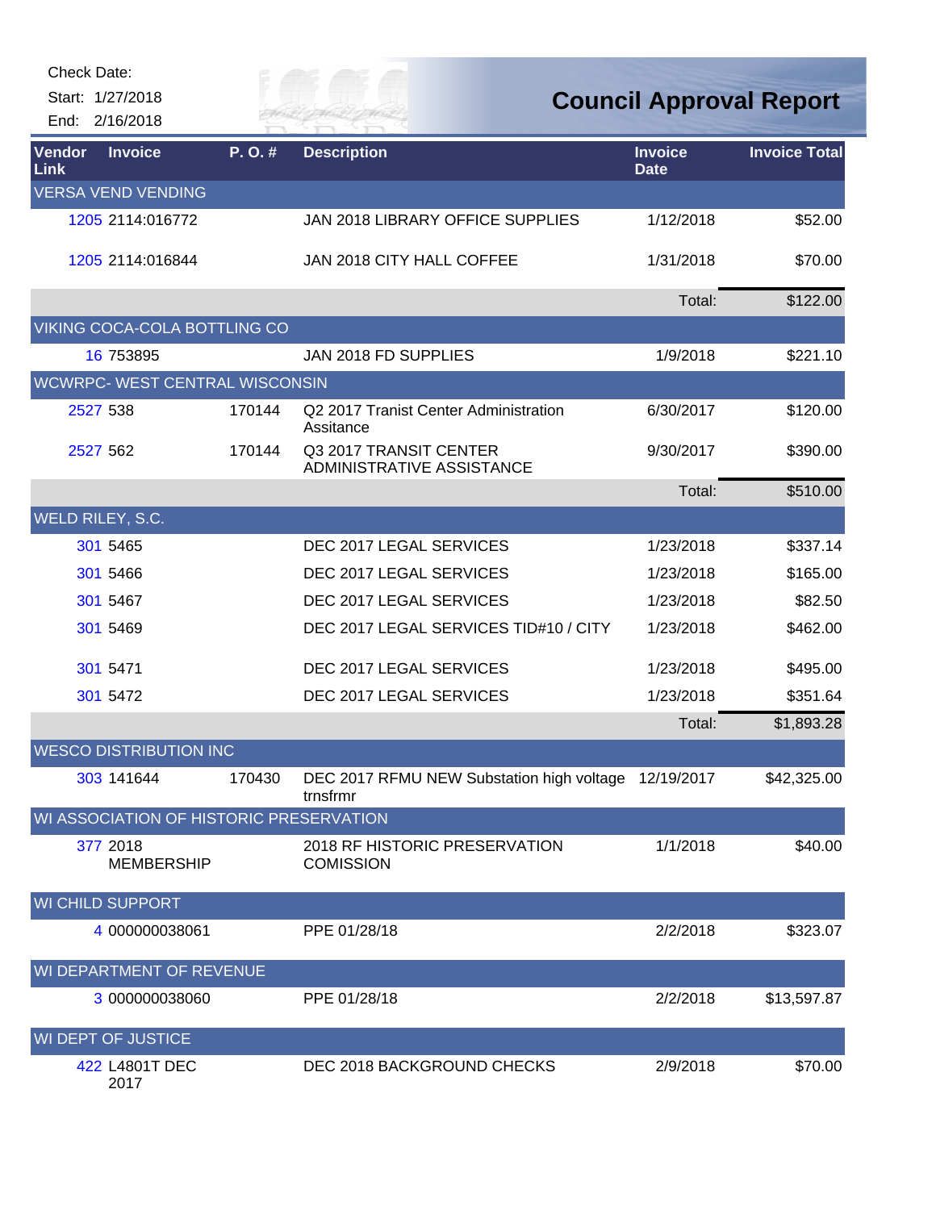Check Date:

Start: 1/27/2018

End: 2/16/2018

# Council Approval Report

| Vendor Link | Invoice | P. O. # | Description | Invoice Date | Invoice Total |
|---|---|---|---|---|---|
| **VERSA VEND VENDING** | | | | | |
| 1205 | 2114:016772 | | JAN 2018 LIBRARY OFFICE SUPPLIES | 1/12/2018 | $52.00 |
| 1205 | 2114:016844 | | JAN 2018 CITY HALL COFFEE | 1/31/2018 | $70.00 |
| | | | | Total: | $122.00 |
| **VIKING COCA-COLA BOTTLING CO** | | | | | |
| 16 | 753895 | | JAN 2018 FD SUPPLIES | 1/9/2018 | $221.10 |
| **WCWRPC- WEST CENTRAL WISCONSIN** | | | | | |
| 2527 | 538 | 170144 | Q2 2017 Tranist Center Administration Assitance | 6/30/2017 | $120.00 |
| 2527 | 562 | 170144 | Q3 2017 TRANSIT CENTER ADMINISTRATIVE ASSISTANCE | 9/30/2017 | $390.00 |
| | | | | Total: | $510.00 |
| **WELD RILEY, S.C.** | | | | | |
| 301 | 5465 | | DEC 2017 LEGAL SERVICES | 1/23/2018 | $337.14 |
| 301 | 5466 | | DEC 2017 LEGAL SERVICES | 1/23/2018 | $165.00 |
| 301 | 5467 | | DEC 2017 LEGAL SERVICES | 1/23/2018 | $82.50 |
| 301 | 5469 | | DEC 2017 LEGAL SERVICES TID#10 / CITY | 1/23/2018 | $462.00 |
| 301 | 5471 | | DEC 2017 LEGAL SERVICES | 1/23/2018 | $495.00 |
| 301 | 5472 | | DEC 2017 LEGAL SERVICES | 1/23/2018 | $351.64 |
| | | | | Total: | $1,893.28 |
| **WESCO DISTRIBUTION INC** | | | | | |
| 303 | 141644 | 170430 | DEC 2017 RFMU NEW Substation high voltage trnsfrmr | 12/19/2017 | $42,325.00 |
| **WI ASSOCIATION OF HISTORIC PRESERVATION** | | | | | |
| 377 | 2018 MEMBERSHIP | | 2018 RF HISTORIC PRESERVATION COMISSION | 1/1/2018 | $40.00 |
| **WI CHILD SUPPORT** | | | | | |
| 4 | 000000038061 | | PPE 01/28/18 | 2/2/2018 | $323.07 |
| **WI DEPARTMENT OF REVENUE** | | | | | |
| 3 | 000000038060 | | PPE 01/28/18 | 2/2/2018 | $13,597.87 |
| **WI DEPT OF JUSTICE** | | | | | |
| 422 | L4801T DEC 2017 | | DEC 2018 BACKGROUND CHECKS | 2/9/2018 | $70.00 |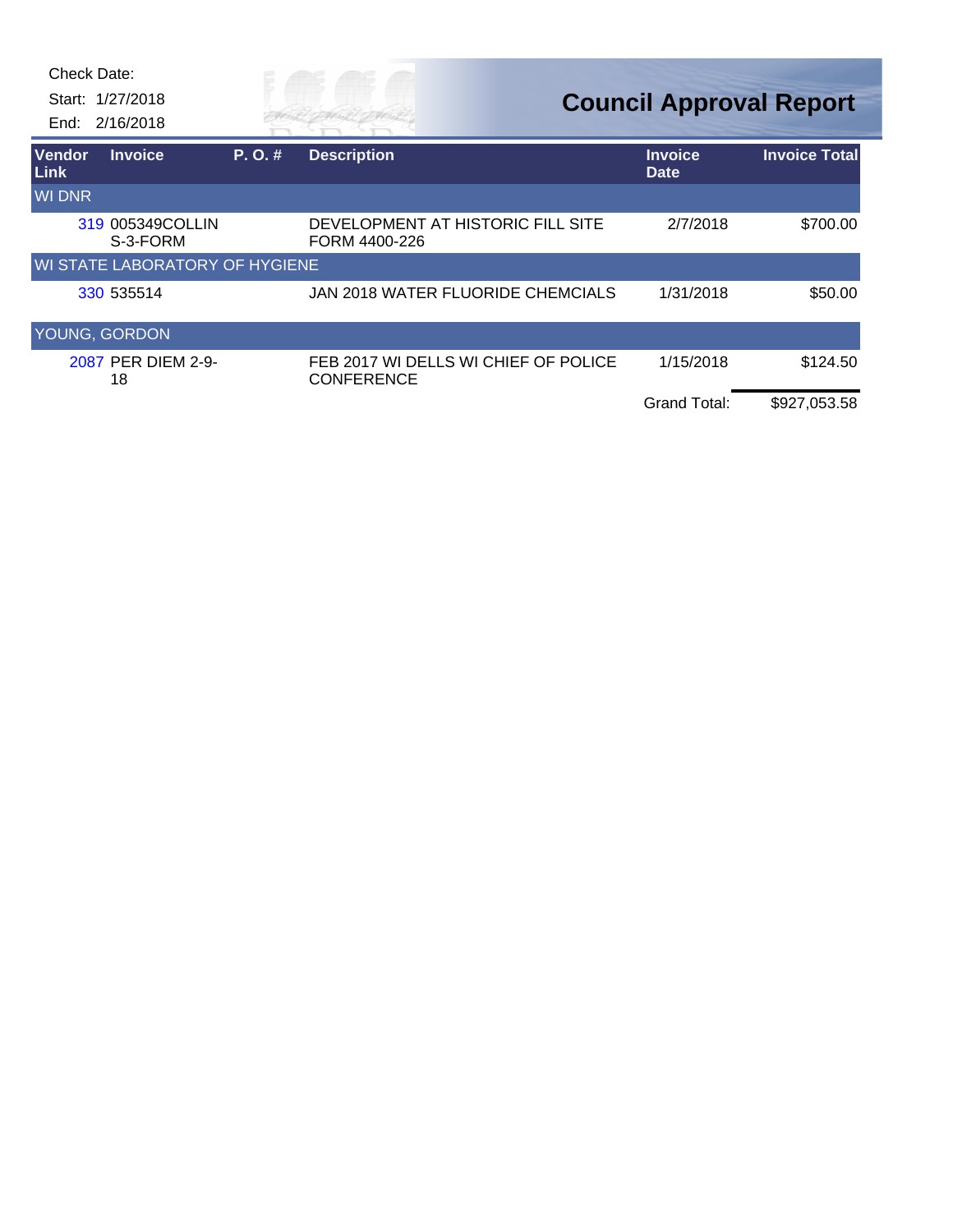Check Date:

Start: 1/27/2018

End: 2/16/2018

# Council Approval Report

| Vendor Link | Invoice | P. O. # | Description | Invoice Date | Invoice Total |
|---|---|---|---|---|---|
| WI DNR | | | | | |
| 319 | 005349COLLINS-3-FORM | | DEVELOPMENT AT HISTORIC FILL SITE FORM 4400-226 | 2/7/2018 | $700.00 |
| WI STATE LABORATORY OF HYGIENE | | | | | |
| 330 | 535514 | | JAN 2018 WATER FLUORIDE CHEMCIALS | 1/31/2018 | $50.00 |
| YOUNG, GORDON | | | | | |
| 2087 | PER DIEM 2-9-18 | | FEB 2017 WI DELLS WI CHIEF OF POLICE CONFERENCE | 1/15/2018 | $124.50 |
| | | | | Grand Total: | $927,053.58 |